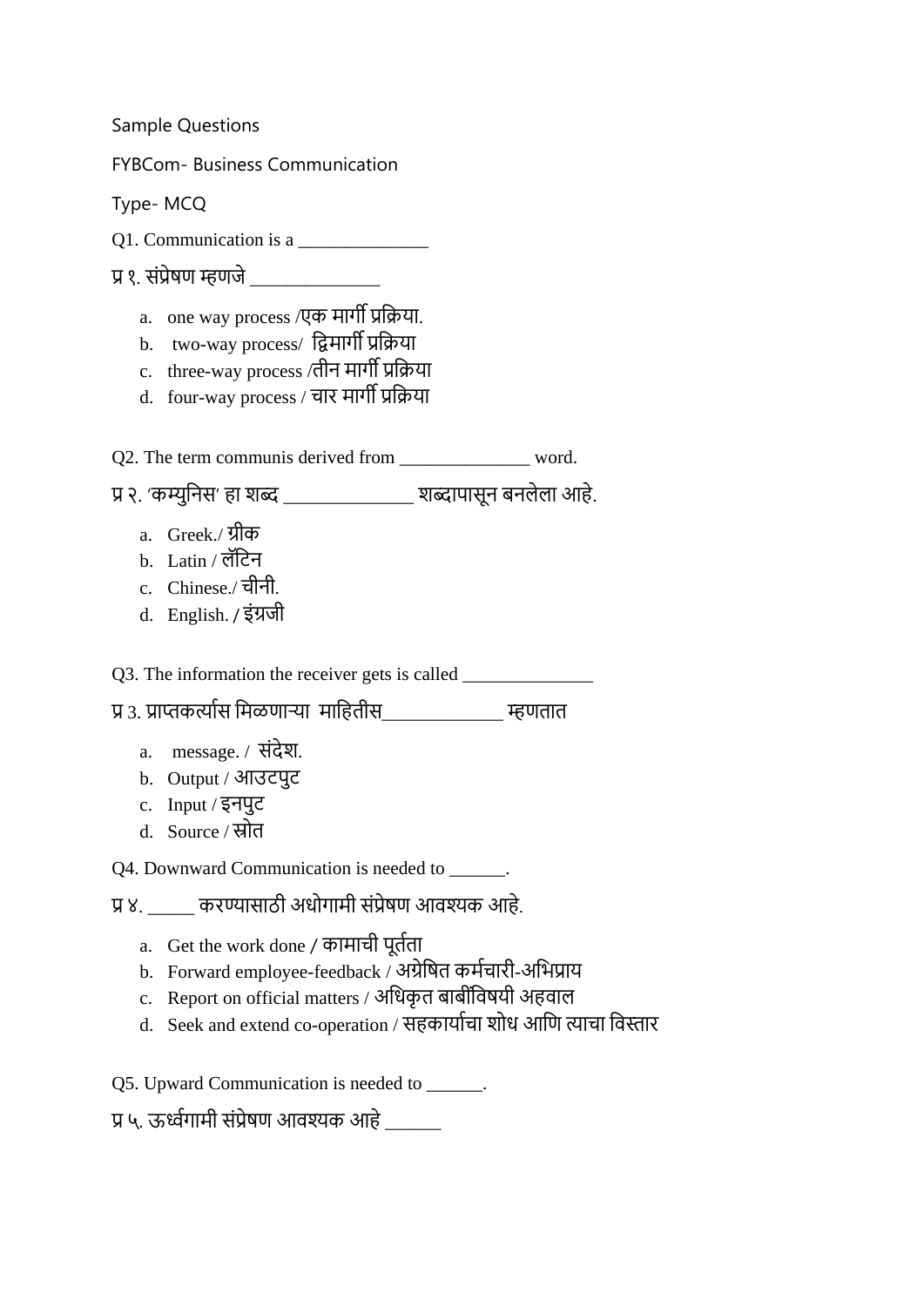Sample Questions

FYBCom- Business Communication

Type- MCQ

Q1. Communication is a ______________

प्र १. संप्रेषण म्हणजे ______________

a. one way process /एक मार्गी प्रक्रिया.
b. two-way process/ द्विमार्गी प्रक्रिया
c. three-way process /तीन मार्गी प्रक्रिया
d. four-way process / चार मार्गी प्रक्रिया

Q2. The term communis derived from ______________ word.

प्र २. 'कम्युनिस' हा शब्द ______________ शब्दापासून बनलेला आहे.

a. Greek./ ग्रीक
b. Latin / लॅटिन
c. Chinese./ चीनी.
d. English. / इंग्रजी

Q3. The information the receiver gets is called ______________

प्र 3. प्राप्तकर्त्यास मिळणाऱ्या माहितीस_____________ म्हणतात

a. message. / संदेश.
b. Output / आउटपुट
c. Input / इनपुट
d. Source / स्रोत

Q4. Downward Communication is needed to ______.

प्र ४. _____ करण्यासाठी अधोगामी संप्रेषण आवश्यक आहे.

a. Get the work done / कामाची पूर्तता
b. Forward employee-feedback / अग्रेषित कर्मचारी-अभिप्राय
c. Report on official matters / अधिकृत बाबींविषयी अहवाल
d. Seek and extend co-operation / सहकार्याचा शोध आणि त्याचा विस्तार

Q5. Upward Communication is needed to ______.

प्र ५. ऊर्ध्वगामी संप्रेषण आवश्यक आहे ______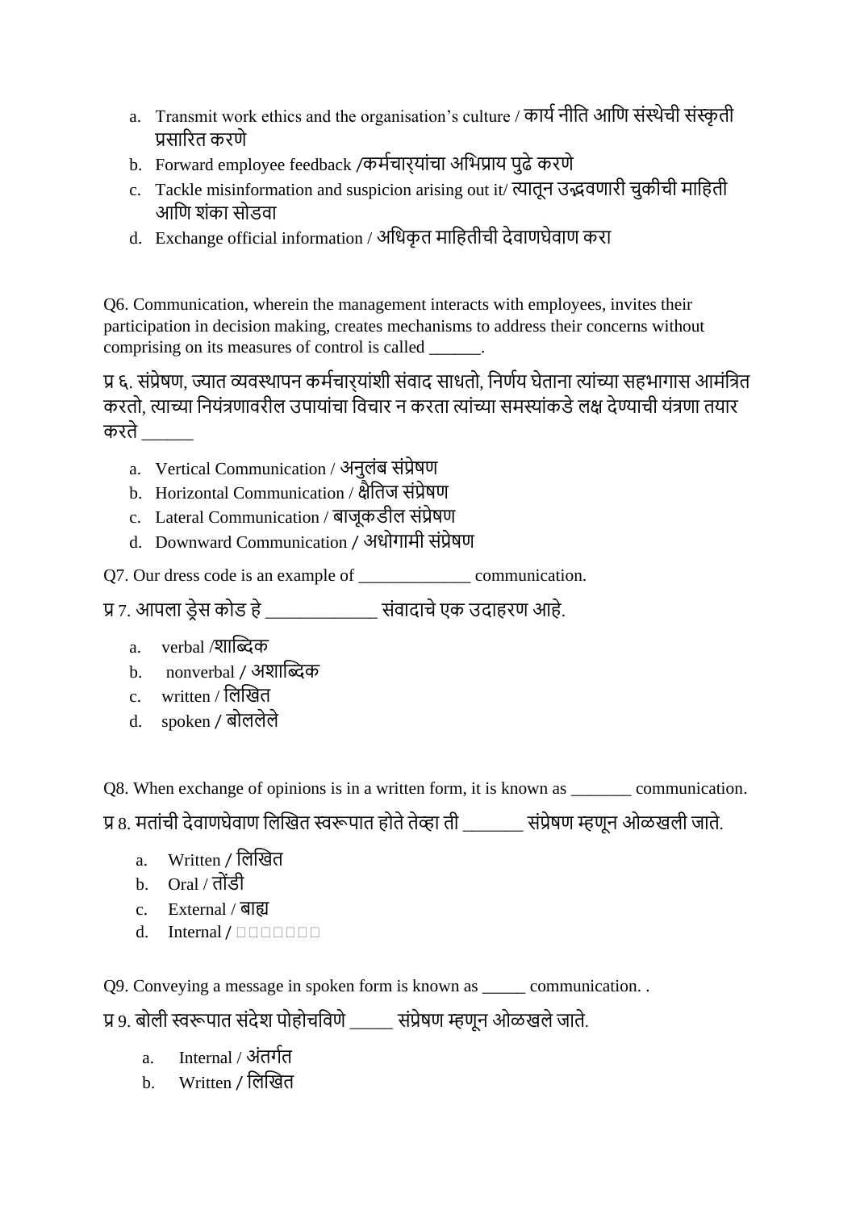a. Transmit work ethics and the organisation's culture / कार्य नीति आणि संस्थेची संस्कृती प्रसारित करणे
b. Forward employee feedback /कर्मचाऱ्यांचा अभिप्राय पुढे करणे
c. Tackle misinformation and suspicion arising out it/ त्यातून उद्भवणारी चुकीची माहिती आणि शंका सोडवा
d. Exchange official information / अधिकृत माहितीची देवाणघेवाण करा

Q6. Communication, wherein the management interacts with employees, invites their participation in decision making, creates mechanisms to address their concerns without comprising on its measures of control is called ______.

प्र ६. संप्रेषण, ज्यात व्यवस्थापन कर्मचाऱ्यांशी संवाद साधतो, निर्णय घेताना त्यांच्या सहभागास आमंत्रित करतो, त्याच्या नियंत्रणावरील उपायांचा विचार न करता त्यांच्या समस्यांकडे लक्ष देण्याची यंत्रणा तयार करते ______

a. Vertical Communication / अनुलंब संप्रेषण
b. Horizontal Communication / क्षैतिज संप्रेषण
c. Lateral Communication / बाजूकडील संप्रेषण
d. Downward Communication / अधोगामी संप्रेषण

Q7. Our dress code is an example of _____________ communication.

प्र 7. आपला ड्रेस कोड हे ____________ संवादाचे एक उदाहरण आहे.

a. verbal /शाब्दिक
b. nonverbal / अशाब्दिक
c. written / लिखित
d. spoken / बोललेले

Q8. When exchange of opinions is in a written form, it is known as _______ communication.

प्र 8. मतांची देवाणघेवाण लिखित स्वरूपात होते तेव्हा ती _______ संप्रेषण म्हणून ओळखली जाते.

a. Written / लिखित
b. Oral / तोंडी
c. External / बाह्य
d. Internal / □□□□□□□

Q9. Conveying a message in spoken form is known as _____ communication. .

प्र 9. बोली स्वरूपात संदेश पोहोचविणे _____ संप्रेषण म्हणून ओळखले जाते.

a. Internal / अंतर्गत
b. Written / लिखित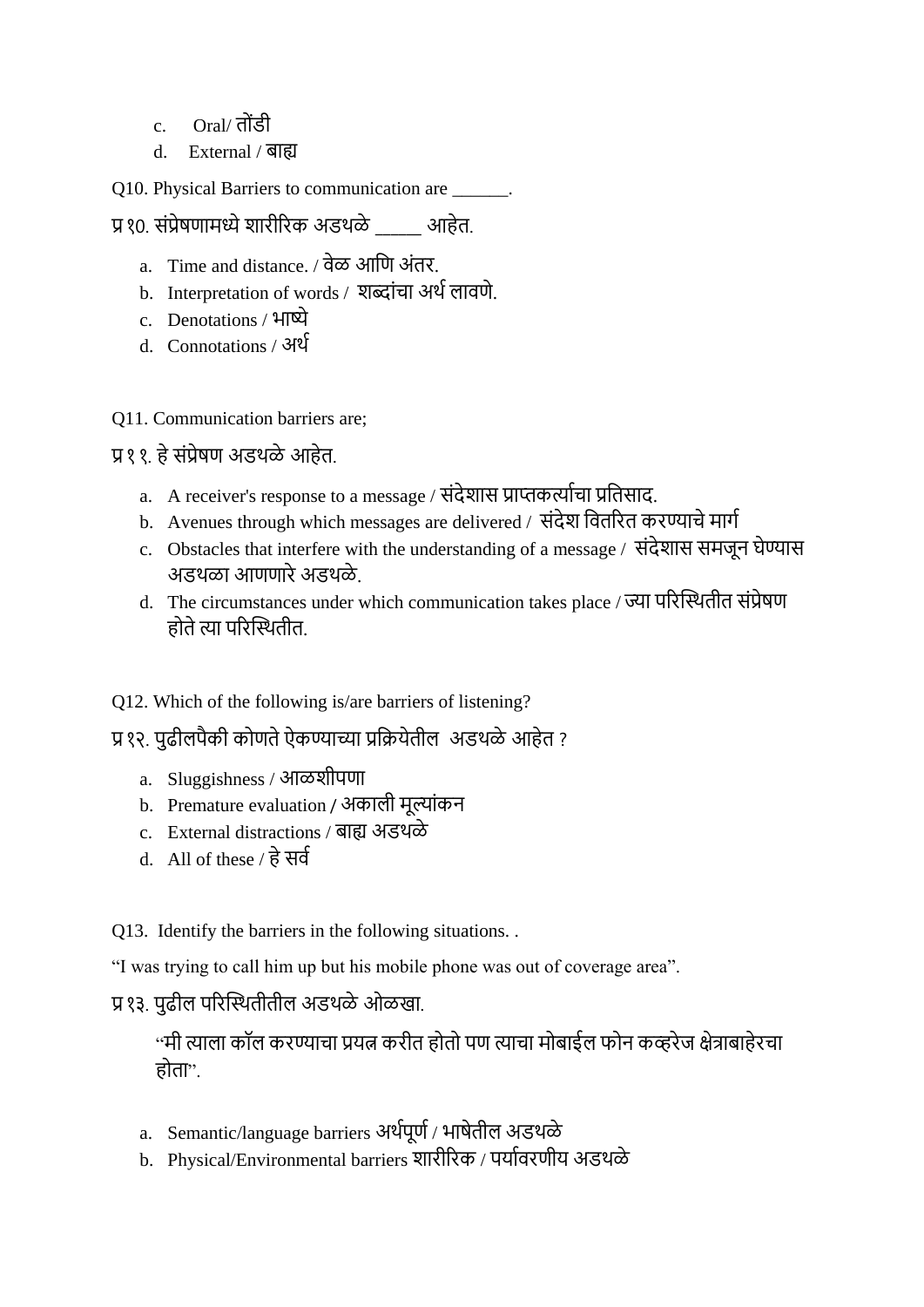c. Oral/ तोंडी
d. External / बाह्य

Q10. Physical Barriers to communication are ______.

प्र १०. संप्रेषणामध्ये शारीरिक अडथळे _____ आहेत.

a. Time and distance. / वेळ आणि अंतर.
b. Interpretation of words / शब्दांचा अर्थ लावणे.
c. Denotations / भाष्ये
d. Connotations / अर्थ

Q11. Communication barriers are;

प्र ११. हे संप्रेषण अडथळे आहेत.

a. A receiver's response to a message / संदेशास प्राप्तकर्त्याचा प्रतिसाद.
b. Avenues through which messages are delivered / संदेश वितरित करण्याचे मार्ग
c. Obstacles that interfere with the understanding of a message / संदेशास समजून घेण्यास अडथळा आणणारे अडथळे.
d. The circumstances under which communication takes place / ज्या परिस्थितीत संप्रेषण होते त्या परिस्थितीत.

Q12. Which of the following is/are barriers of listening?

प्र १२. पुढीलपैकी कोणते ऐकण्याच्या प्रक्रियेतील अडथळे आहेत ?

a. Sluggishness / आळशीपणा
b. Premature evaluation / अकाली मूल्यांकन
c. External distractions / बाह्य अडथळे
d. All of these / हे सर्व

Q13. Identify the barriers in the following situations. .

"I was trying to call him up but his mobile phone was out of coverage area".

प्र १३. पुढील परिस्थितीतील अडथळे ओळखा.

"मी त्याला कॉल करण्याचा प्रयत्न करीत होतो पण त्याचा मोबाईल फोन कव्हरेज क्षेत्राबाहेरचा होता".

a. Semantic/language barriers अर्थपूर्ण / भाषेतील अडथळे
b. Physical/Environmental barriers शारीरिक / पर्यावरणीय अडथळे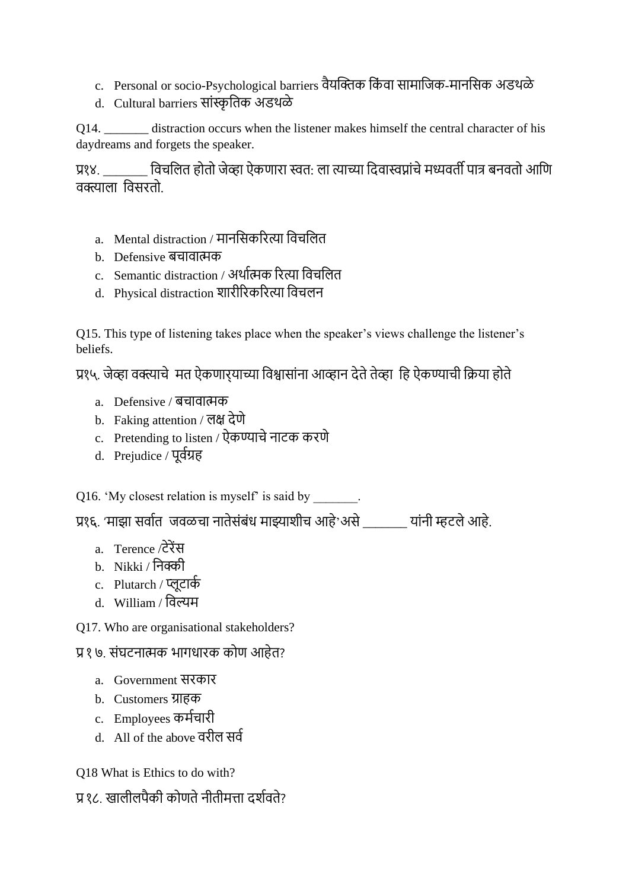c. Personal or socio-Psychological barriers वैयक्तिक किंवा सामाजिक-मानसिक अडथळे
d. Cultural barriers सांस्कृतिक अडथळे

Q14. _______ distraction occurs when the listener makes himself the central character of his daydreams and forgets the speaker.

प्र१४. _______ विचलित होतो जेव्हा ऐकणारा स्वत: ला त्याच्या दिवास्वप्नांचे मध्यवर्ती पात्र बनवतो आणि वक्त्याला विसरतो.

a. Mental distraction / मानसिकरित्या विचलित
b. Defensive बचावात्मक
c. Semantic distraction / अर्थात्मक रित्या विचलित
d. Physical distraction शारीरिकरित्या विचलन

Q15. This type of listening takes place when the speaker's views challenge the listener's beliefs.

प्र१५. जेव्हा वक्त्याचे मत ऐकणाऱ्याच्या विश्वासांना आव्हान देते तेव्हा हि ऐकण्याची क्रिया होते

a. Defensive / बचावात्मक
b. Faking attention / लक्ष देणे
c. Pretending to listen / ऐकण्याचे नाटक करणे
d. Prejudice / पूर्वग्रह

Q16. 'My closest relation is myself' is said by _______.

प्र१६. 'माझा सर्वात जवळचा नातेसंबंध माझ्याशीच आहे'असे _______ यांनी म्हटले आहे.

a. Terence /टेरेंस
b. Nikki / निक्की
c. Plutarch / प्लूटार्क
d. William / विल्यम

Q17. Who are organisational stakeholders?

प्र १ ७. संघटनात्मक भागधारक कोण आहेत?

a. Government सरकार
b. Customers ग्राहक
c. Employees कर्मचारी
d. All of the above वरील सर्व

Q18 What is Ethics to do with?

प्र १८. खालीलपैकी कोणते नीतीमत्ता दर्शवते?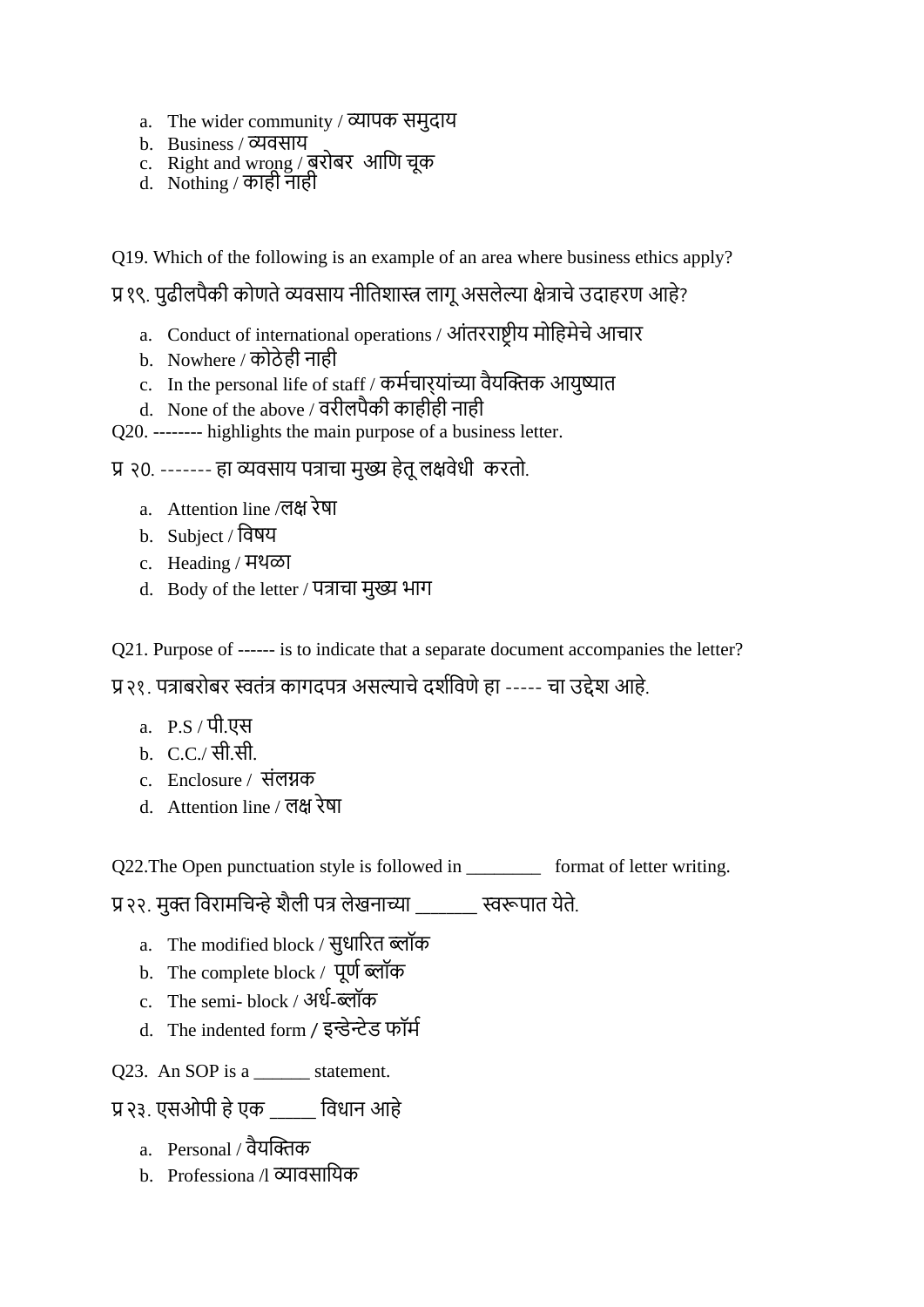a. The wider community / व्यापक समुदाय
b. Business / व्यवसाय
c. Right and wrong / बरोबर  आणि चूक
d. Nothing / काही नाही

Q19. Which of the following is an example of an area where business ethics apply?

प्र १९. पुढीलपैकी कोणते व्यवसाय नीतिशास्त्र लागू असलेल्या क्षेत्राचे उदाहरण आहे?

a. Conduct of international operations / आंतरराष्ट्रीय मोहिमेचे आचार
b. Nowhere / कोठेही नाही
c. In the personal life of staff / कर्मचाऱ्यांच्या वैयक्तिक आयुष्यात
d. None of the above / वरीलपैकी काहीही नाही

Q20. -------- highlights the main purpose of a business letter.

प्र २0. ------- हा व्यवसाय पत्राचा मुख्य हेतू लक्षवेधी  करतो.

a. Attention line /लक्ष रेषा
b. Subject / विषय
c. Heading / मथळा
d. Body of the letter / पत्राचा मुख्य भाग

Q21. Purpose of ------ is to indicate that a separate document accompanies the letter?

प्र २१. पत्राबरोबर स्वतंत्र कागदपत्र असल्याचे दर्शविणे हा ----- चा उद्देश आहे.

a. P.S / पी.एस
b. C.C./ सी.सी.
c. Enclosure /  संलग्नक
d. Attention line / लक्ष रेषा

Q22.The Open punctuation style is followed in ________   format of letter writing.

प्र २२. मुक्त विरामचिन्हे शैली पत्र लेखनाच्या ______ स्वरूपात येते.

a. The modified block / सुधारित ब्लॉक
b. The complete block /  पूर्ण ब्लॉक
c. The semi- block / अर्ध-ब्लॉक
d. The indented form / इन्डेन्टेड फॉर्म

Q23.  An SOP is a ______ statement.

प्र २३. एसओपी हे एक _____ विधान आहे

a. Personal / वैयक्तिक
b. Professiona /l व्यावसायिक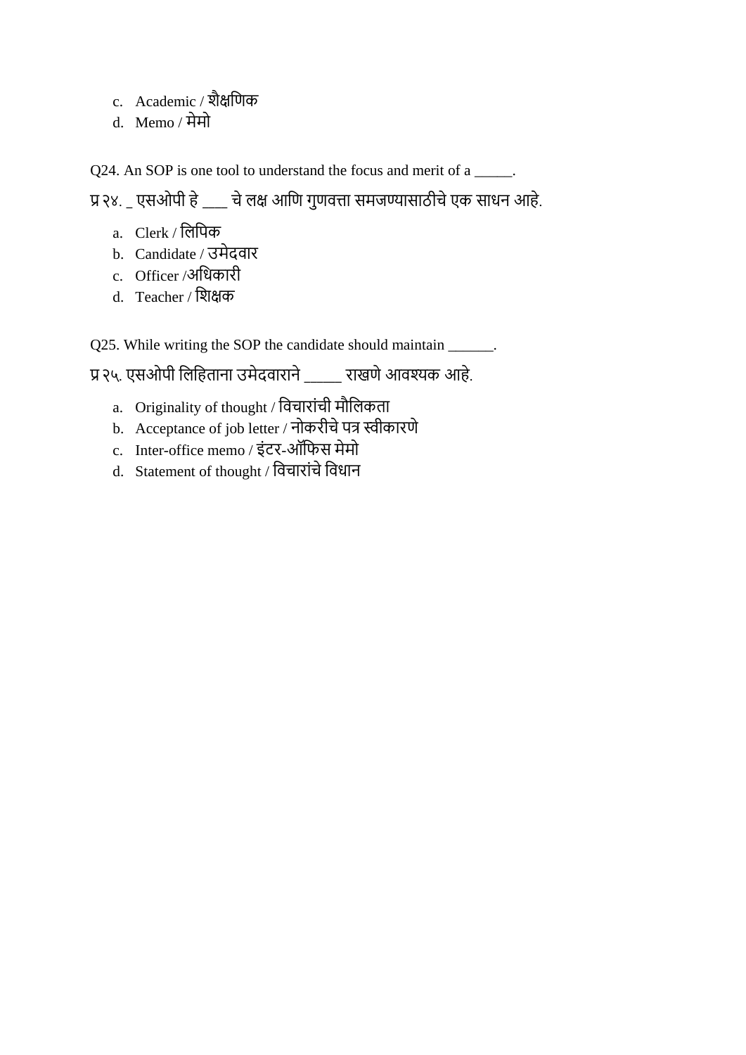c. Academic / शैक्षणिक
d. Memo / मेमो

Q24. An SOP is one tool to understand the focus and merit of a _____.

प्र २४. _ एसओपी हे ___ चे लक्ष आणि गुणवत्ता समजण्यासाठीचे एक साधन आहे.

a. Clerk / लिपिक
b. Candidate / उमेदवार
c. Officer /अधिकारी
d. Teacher / शिक्षक

Q25. While writing the SOP the candidate should maintain ______.

प्र २५. एसओपी लिहिताना उमेदवाराने _____ राखणे आवश्यक आहे.

a. Originality of thought / विचारांची मौलिकता
b. Acceptance of job letter / नोकरीचे पत्र स्वीकारणे
c. Inter-office memo / इंटर-ऑफिस मेमो
d. Statement of thought / विचारांचे विधान